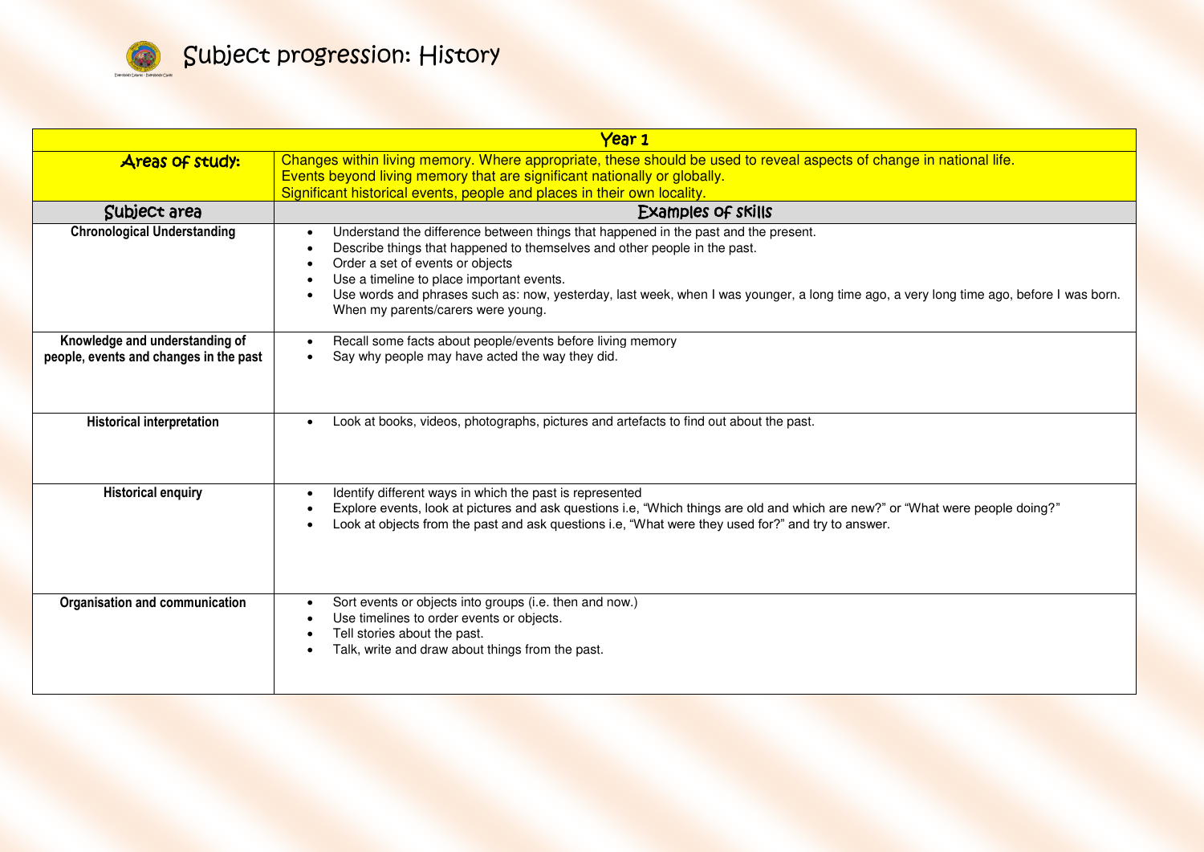# Subject progression: History

| Year 1 | |
|---|---|
| **Areas of study:** | Changes within living memory. Where appropriate, these should be used to reveal aspects of change in national life.<br>Events beyond living memory that are significant nationally or globally.<br>Significant historical events, people and places in their own locality. |
| **Subject area** | **Examples of skills** |
| **Chronological Understanding** | • Understand the difference between things that happened in the past and the present.<br>• Describe things that happened to themselves and other people in the past.<br>• Order a set of events or objects<br>• Use a timeline to place important events.<br>• Use words and phrases such as: now, yesterday, last week, when I was younger, a long time ago, a very long time ago, before I was born. When my parents/carers were young. |
| **Knowledge and understanding of people, events and changes in the past** | • Recall some facts about people/events before living memory<br>• Say why people may have acted the way they did. |
| **Historical interpretation** | • Look at books, videos, photographs, pictures and artefacts to find out about the past. |
| **Historical enquiry** | • Identify different ways in which the past is represented<br>• Explore events, look at pictures and ask questions i.e, "Which things are old and which are new?" or "What were people doing?"<br>• Look at objects from the past and ask questions i.e, "What were they used for?" and try to answer. |
| **Organisation and communication** | • Sort events or objects into groups (i.e. then and now.)<br>• Use timelines to order events or objects.<br>• Tell stories about the past.<br>• Talk, write and draw about things from the past. |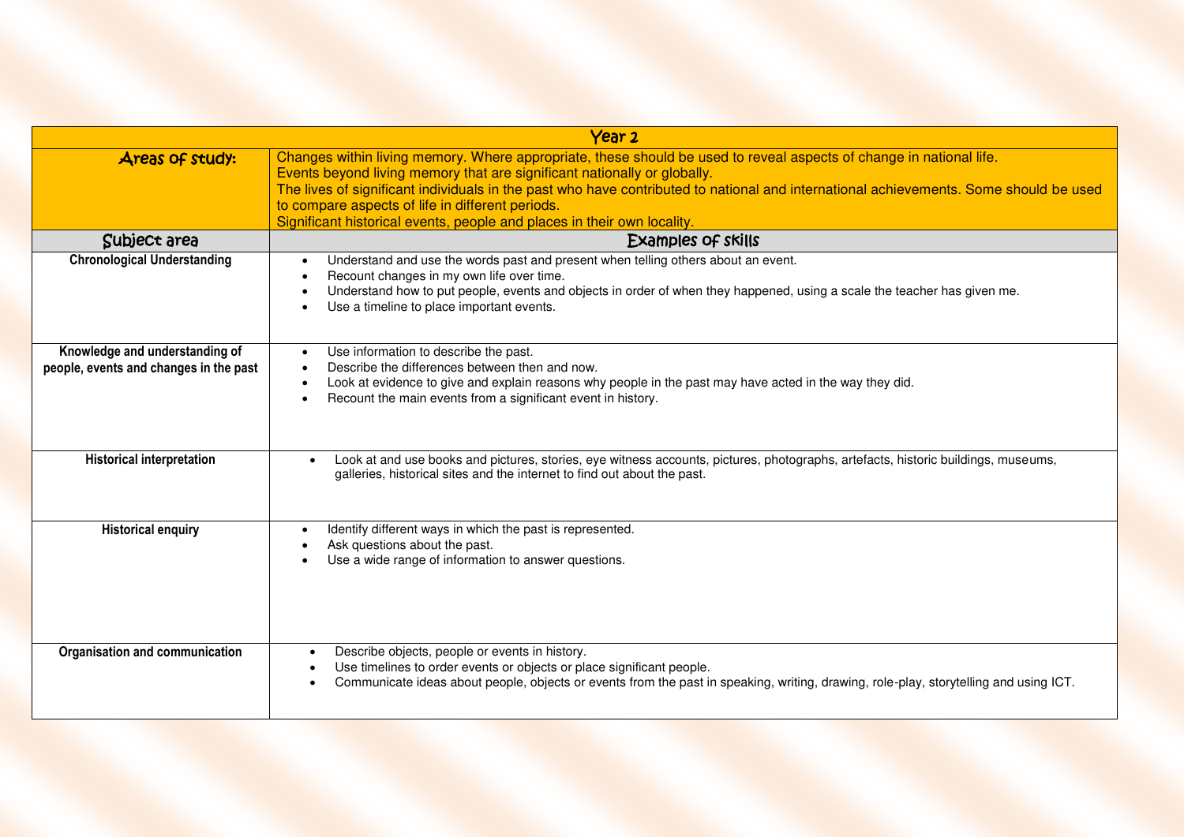| Year 2 | |
|---|---|
| **Areas of study:** | Changes within living memory. Where appropriate, these should be used to reveal aspects of change in national life.<br>Events beyond living memory that are significant nationally or globally.<br>The lives of significant individuals in the past who have contributed to national and international achievements. Some should be used to compare aspects of life in different periods.<br>Significant historical events, people and places in their own locality. |
| **Subject area** | **Examples of skills** |
| **Chronological Understanding** | • Understand and use the words past and present when telling others about an event.<br>• Recount changes in my own life over time.<br>• Understand how to put people, events and objects in order of when they happened, using a scale the teacher has given me.<br>• Use a timeline to place important events. |
| **Knowledge and understanding of people, events and changes in the past** | • Use information to describe the past.<br>• Describe the differences between then and now.<br>• Look at evidence to give and explain reasons why people in the past may have acted in the way they did.<br>• Recount the main events from a significant event in history. |
| **Historical interpretation** | • Look at and use books and pictures, stories, eye witness accounts, pictures, photographs, artefacts, historic buildings, museums, galleries, historical sites and the internet to find out about the past. |
| **Historical enquiry** | • Identify different ways in which the past is represented.<br>• Ask questions about the past.<br>• Use a wide range of information to answer questions. |
| **Organisation and communication** | • Describe objects, people or events in history.<br>• Use timelines to order events or objects or place significant people.<br>• Communicate ideas about people, objects or events from the past in speaking, writing, drawing, role-play, storytelling and using ICT. |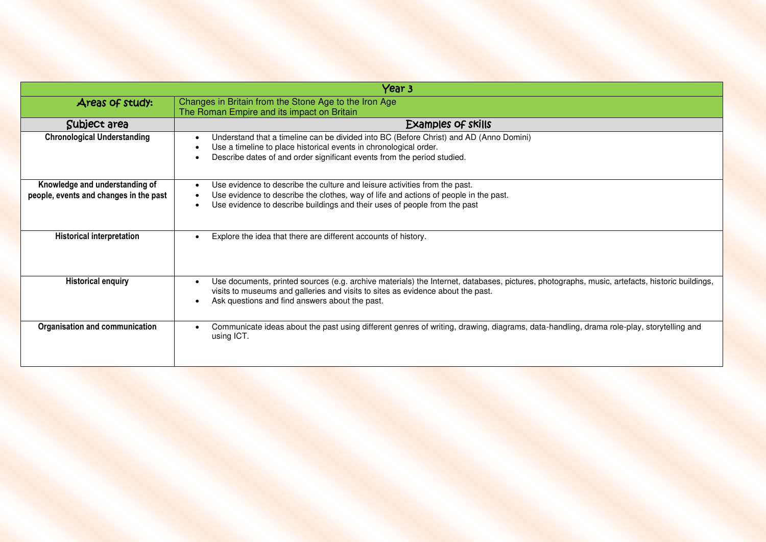| Year 3 | |
|---|---|
| **Areas of study:** | Changes in Britain from the Stone Age to the Iron Age<br>The Roman Empire and its impact on Britain |
| **Subject area** | **Examples of skills** |
| **Chronological Understanding** | • Understand that a timeline can be divided into BC (Before Christ) and AD (Anno Domini)<br>• Use a timeline to place historical events in chronological order.<br>• Describe dates of and order significant events from the period studied. |
| **Knowledge and understanding of people, events and changes in the past** | • Use evidence to describe the culture and leisure activities from the past.<br>• Use evidence to describe the clothes, way of life and actions of people in the past.<br>• Use evidence to describe buildings and their uses of people from the past |
| **Historical interpretation** | • Explore the idea that there are different accounts of history. |
| **Historical enquiry** | • Use documents, printed sources (e.g. archive materials) the Internet, databases, pictures, photographs, music, artefacts, historic buildings, visits to museums and galleries and visits to sites as evidence about the past.<br>• Ask questions and find answers about the past. |
| **Organisation and communication** | • Communicate ideas about the past using different genres of writing, drawing, diagrams, data-handling, drama role-play, storytelling and using ICT. |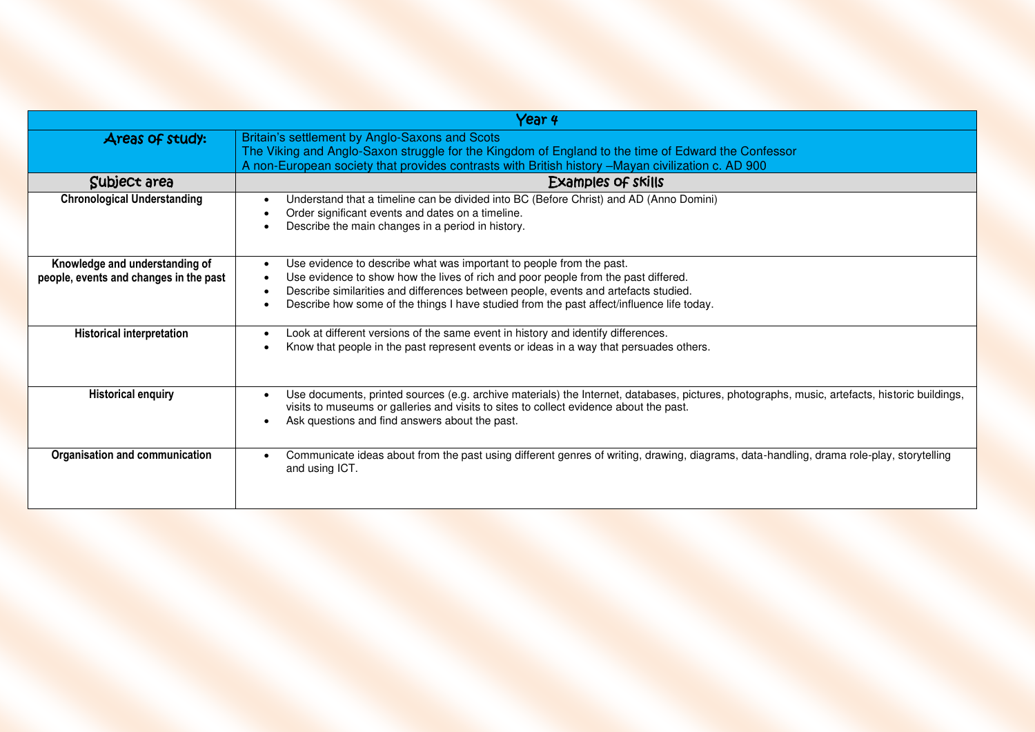| Year 4 | |
|---|---|
| Areas of study: | Britain's settlement by Anglo-Saxons and Scots<br>The Viking and Anglo-Saxon struggle for the Kingdom of England to the time of Edward the Confessor<br>A non-European society that provides contrasts with British history –Mayan civilization c. AD 900 |
| Subject area | Examples of skills |
| **Chronological Understanding** | • Understand that a timeline can be divided into BC (Before Christ) and AD (Anno Domini)<br>• Order significant events and dates on a timeline.<br>• Describe the main changes in a period in history. |
| **Knowledge and understanding of people, events and changes in the past** | • Use evidence to describe what was important to people from the past.<br>• Use evidence to show how the lives of rich and poor people from the past differed.<br>• Describe similarities and differences between people, events and artefacts studied.<br>• Describe how some of the things I have studied from the past affect/influence life today. |
| **Historical interpretation** | • Look at different versions of the same event in history and identify differences.<br>• Know that people in the past represent events or ideas in a way that persuades others. |
| **Historical enquiry** | • Use documents, printed sources (e.g. archive materials) the Internet, databases, pictures, photographs, music, artefacts, historic buildings, visits to museums or galleries and visits to sites to collect evidence about the past.<br>• Ask questions and find answers about the past. |
| **Organisation and communication** | • Communicate ideas about from the past using different genres of writing, drawing, diagrams, data-handling, drama role-play, storytelling and using ICT. |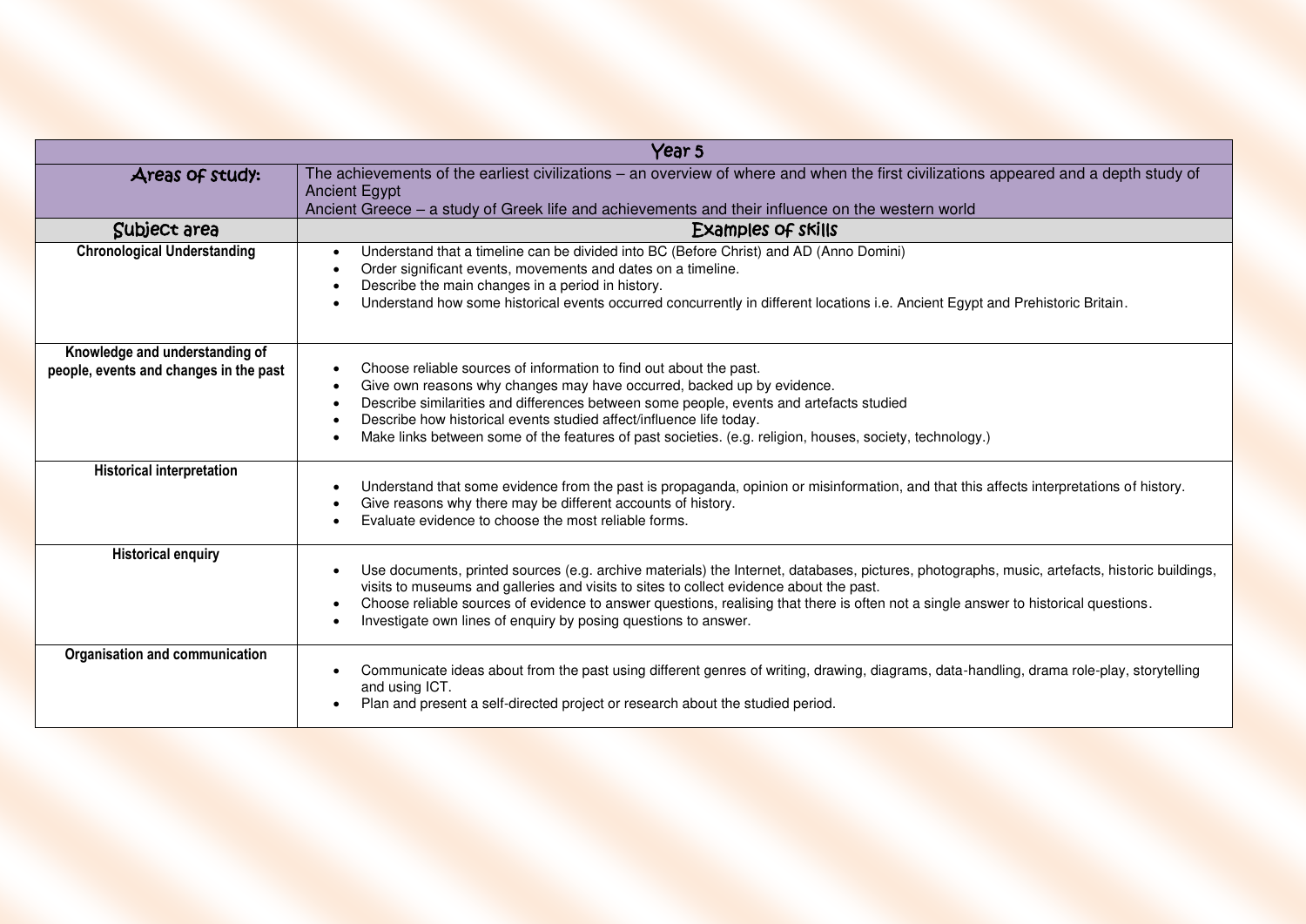| Year 5 | |
|---|---|
| **Areas of study:** | The achievements of the earliest civilizations – an overview of where and when the first civilizations appeared and a depth study of Ancient Egypt<br>Ancient Greece – a study of Greek life and achievements and their influence on the western world |
| **Subject area** | **Examples of skills** |
| **Chronological Understanding** | • Understand that a timeline can be divided into BC (Before Christ) and AD (Anno Domini)<br>• Order significant events, movements and dates on a timeline.<br>• Describe the main changes in a period in history.<br>• Understand how some historical events occurred concurrently in different locations i.e. Ancient Egypt and Prehistoric Britain. |
| **Knowledge and understanding of people, events and changes in the past** | • Choose reliable sources of information to find out about the past.<br>• Give own reasons why changes may have occurred, backed up by evidence.<br>• Describe similarities and differences between some people, events and artefacts studied<br>• Describe how historical events studied affect/influence life today.<br>• Make links between some of the features of past societies. (e.g. religion, houses, society, technology.) |
| **Historical interpretation** | • Understand that some evidence from the past is propaganda, opinion or misinformation, and that this affects interpretations of history.<br>• Give reasons why there may be different accounts of history.<br>• Evaluate evidence to choose the most reliable forms. |
| **Historical enquiry** | • Use documents, printed sources (e.g. archive materials) the Internet, databases, pictures, photographs, music, artefacts, historic buildings, visits to museums and galleries and visits to sites to collect evidence about the past.<br>• Choose reliable sources of evidence to answer questions, realising that there is often not a single answer to historical questions.<br>• Investigate own lines of enquiry by posing questions to answer. |
| **Organisation and communication** | • Communicate ideas about from the past using different genres of writing, drawing, diagrams, data-handling, drama role-play, storytelling and using ICT.<br>• Plan and present a self-directed project or research about the studied period. |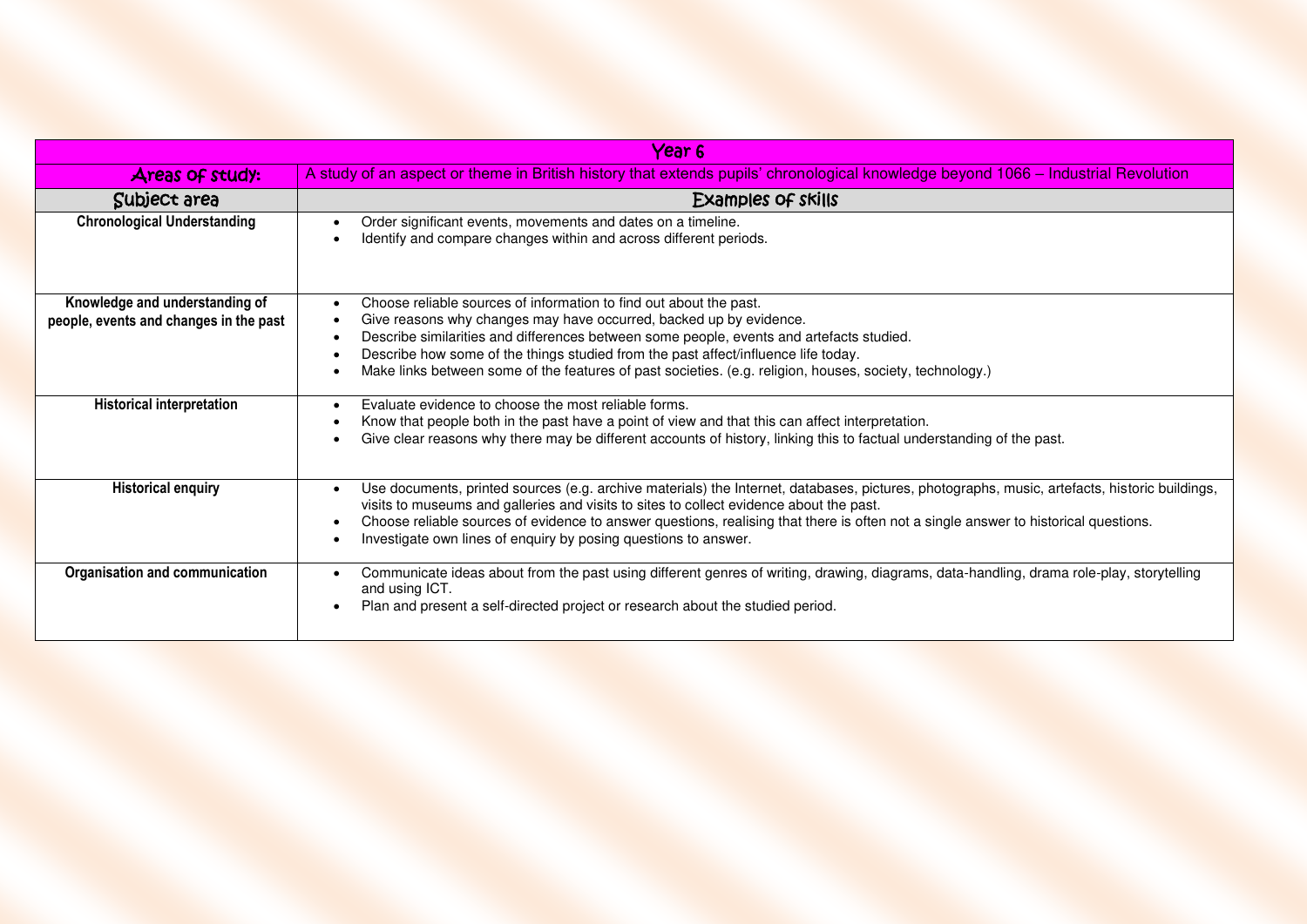| Year 6 | |
|---|---|
| **Areas of study:** | A study of an aspect or theme in British history that extends pupils' chronological knowledge beyond 1066 – Industrial Revolution |
| **Subject area** | **Examples of skills** |
| **Chronological Understanding** | • Order significant events, movements and dates on a timeline.<br>• Identify and compare changes within and across different periods. |
| **Knowledge and understanding of people, events and changes in the past** | • Choose reliable sources of information to find out about the past.<br>• Give reasons why changes may have occurred, backed up by evidence.<br>• Describe similarities and differences between some people, events and artefacts studied.<br>• Describe how some of the things studied from the past affect/influence life today.<br>• Make links between some of the features of past societies. (e.g. religion, houses, society, technology.) |
| **Historical interpretation** | • Evaluate evidence to choose the most reliable forms.<br>• Know that people both in the past have a point of view and that this can affect interpretation.<br>• Give clear reasons why there may be different accounts of history, linking this to factual understanding of the past. |
| **Historical enquiry** | • Use documents, printed sources (e.g. archive materials) the Internet, databases, pictures, photographs, music, artefacts, historic buildings, visits to museums and galleries and visits to sites to collect evidence about the past.<br>• Choose reliable sources of evidence to answer questions, realising that there is often not a single answer to historical questions.<br>• Investigate own lines of enquiry by posing questions to answer. |
| **Organisation and communication** | • Communicate ideas about from the past using different genres of writing, drawing, diagrams, data-handling, drama role-play, storytelling and using ICT.<br>• Plan and present a self-directed project or research about the studied period. |